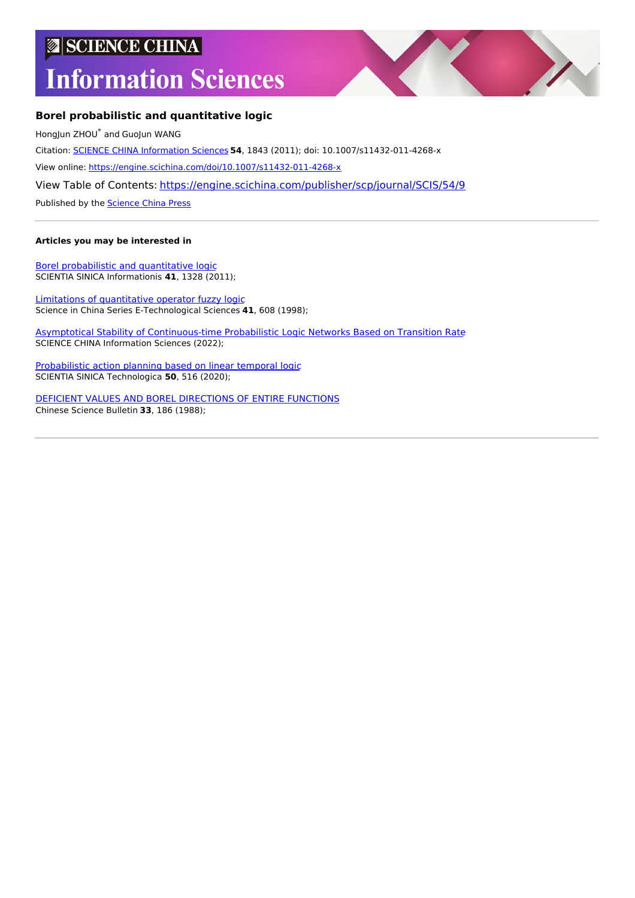# SCIENCE CHINA Information Sciences

## Borel probabilistic and quantitative logic

HongJun ZHOU* and GuoJun WANG

Citation: SCIENCE CHINA Information Sciences **54**, 1843 (2011); doi: 10.1007/s11432-011-4268-x

View online: https://engine.scichina.com/doi/10.1007/s11432-011-4268-x

View Table of Contents: https://engine.scichina.com/publisher/scp/journal/SCIS/54/9

Published by the Science China Press

---

**Articles you may be interested in**

Borel probabilistic and quantitative logic
SCIENTIA SINICA Informationis **41**, 1328 (2011);

Limitations of quantitative operator fuzzy logic
Science in China Series E-Technological Sciences **41**, 608 (1998);

Asymptotical Stability of Continuous-time Probabilistic Logic Networks Based on Transition Rate
SCIENCE CHINA Information Sciences (2022);

Probabilistic action planning based on linear temporal logic
SCIENTIA SINICA Technologica **50**, 516 (2020);

DEFICIENT VALUES AND BOREL DIRECTIONS OF ENTIRE FUNCTIONS
Chinese Science Bulletin **33**, 186 (1988);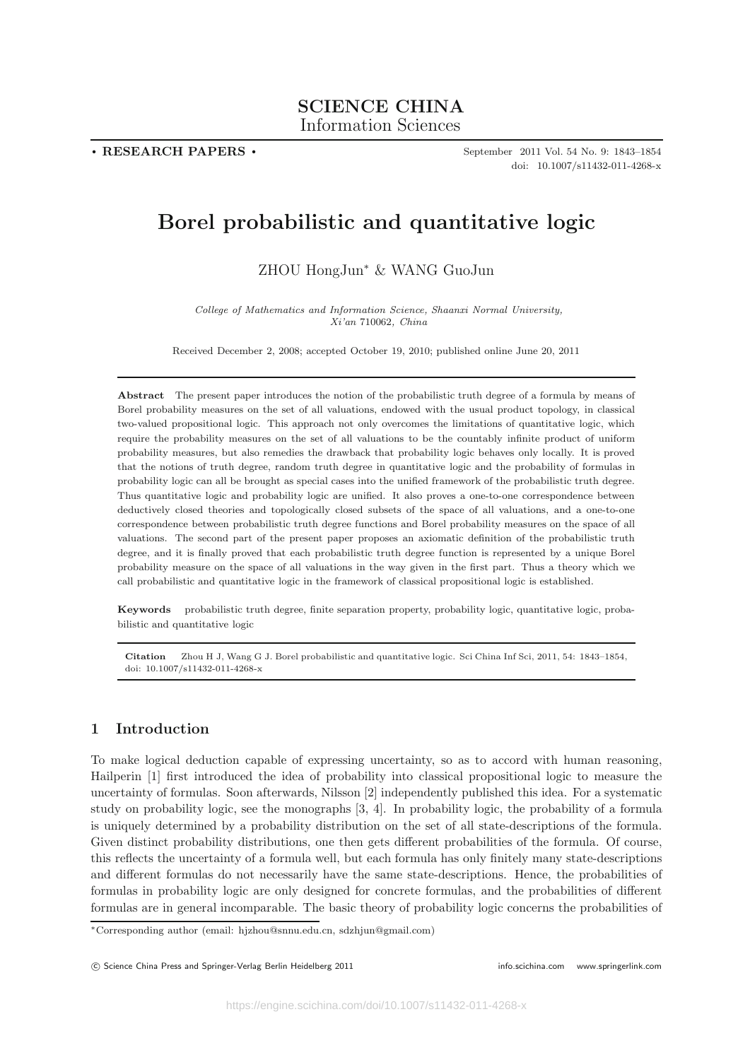**SCIENCE CHINA**
Information Sciences

• **RESEARCH PAPERS** •

doi: 10.1007/s11432-011-4268-x

# Borel probabilistic and quantitative logic

ZHOU HongJun* & WANG GuoJun

*College of Mathematics and Information Science, Shaanxi Normal University, Xi'an 710062, China*

Received December 2, 2008; accepted October 19, 2010; published online June 20, 2011

**Abstract** The present paper introduces the notion of the probabilistic truth degree of a formula by means of Borel probability measures on the set of all valuations, endowed with the usual product topology, in classical two-valued propositional logic. This approach not only overcomes the limitations of quantitative logic, which require the probability measures on the set of all valuations to be the countably infinite product of uniform probability measures, but also remedies the drawback that probability logic behaves only locally. It is proved that the notions of truth degree, random truth degree in quantitative logic and the probability of formulas in probability logic can all be brought as special cases into the unified framework of the probabilistic truth degree. Thus quantitative logic and probability logic are unified. It also proves a one-to-one correspondence between deductively closed theories and topologically closed subsets of the space of all valuations, and a one-to-one correspondence between probabilistic truth degree functions and Borel probability measures on the space of all valuations. The second part of the present paper proposes an axiomatic definition of the probabilistic truth degree, and it is finally proved that each probabilistic truth degree function is represented by a unique Borel probability measure on the space of all valuations in the way given in the first part. Thus a theory which we call probabilistic and quantitative logic in the framework of classical propositional logic is established.

**Keywords** probabilistic truth degree, finite separation property, probability logic, quantitative logic, probabilistic and quantitative logic

**Citation** Zhou H J, Wang G J. Borel probabilistic and quantitative logic. Sci China Inf Sci, 2011, 54: 1843–1854, doi: 10.1007/s11432-011-4268-x

## 1 Introduction

To make logical deduction capable of expressing uncertainty, so as to accord with human reasoning, Hailperin [1] first introduced the idea of probability into classical propositional logic to measure the uncertainty of formulas. Soon afterwards, Nilsson [2] independently published this idea. For a systematic study on probability logic, see the monographs [3, 4]. In probability logic, the probability of a formula is uniquely determined by a probability distribution on the set of all state-descriptions of the formula. Given distinct probability distributions, one then gets different probabilities of the formula. Of course, this reflects the uncertainty of a formula well, but each formula has only finitely many state-descriptions and different formulas do not necessarily have the same state-descriptions. Hence, the probabilities of formulas in probability logic are only designed for concrete formulas, and the probabilities of different formulas are in general incomparable. The basic theory of probability logic concerns the probabilities of

*Corresponding author (email: hjzhou@snnu.edu.cn, sdzhjun@gmail.com)

© Science China Press and Springer-Verlag Berlin Heidelberg 2011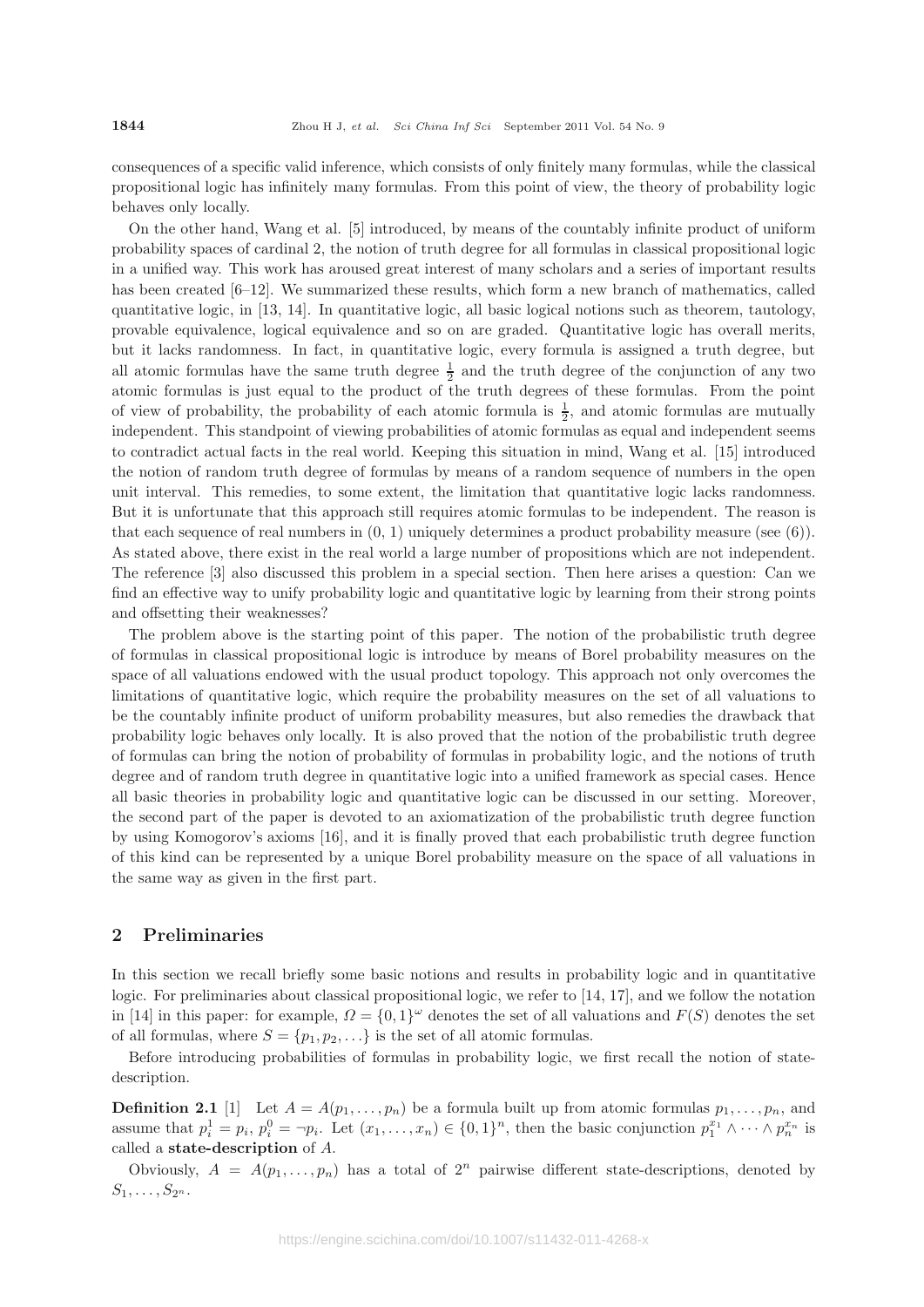consequences of a specific valid inference, which consists of only finitely many formulas, while the classical propositional logic has infinitely many formulas. From this point of view, the theory of probability logic behaves only locally.

On the other hand, Wang et al. [5] introduced, by means of the countably infinite product of uniform probability spaces of cardinal 2, the notion of truth degree for all formulas in classical propositional logic in a unified way. This work has aroused great interest of many scholars and a series of important results has been created [6–12]. We summarized these results, which form a new branch of mathematics, called quantitative logic, in [13, 14]. In quantitative logic, all basic logical notions such as theorem, tautology, provable equivalence, logical equivalence and so on are graded. Quantitative logic has overall merits, but it lacks randomness. In fact, in quantitative logic, every formula is assigned a truth degree, but all atomic formulas have the same truth degree $\frac{1}{2}$ and the truth degree of the conjunction of any two atomic formulas is just equal to the product of the truth degrees of these formulas. From the point of view of probability, the probability of each atomic formula is $\frac{1}{2}$, and atomic formulas are mutually independent. This standpoint of viewing probabilities of atomic formulas as equal and independent seems to contradict actual facts in the real world. Keeping this situation in mind, Wang et al. [15] introduced the notion of random truth degree of formulas by means of a random sequence of numbers in the open unit interval. This remedies, to some extent, the limitation that quantitative logic lacks randomness. But it is unfortunate that this approach still requires atomic formulas to be independent. The reason is that each sequence of real numbers in $(0, 1)$ uniquely determines a product probability measure (see (6)). As stated above, there exist in the real world a large number of propositions which are not independent. The reference [3] also discussed this problem in a special section. Then here arises a question: Can we find an effective way to unify probability logic and quantitative logic by learning from their strong points and offsetting their weaknesses?

The problem above is the starting point of this paper. The notion of the probabilistic truth degree of formulas in classical propositional logic is introduce by means of Borel probability measures on the space of all valuations endowed with the usual product topology. This approach not only overcomes the limitations of quantitative logic, which require the probability measures on the set of all valuations to be the countably infinite product of uniform probability measures, but also remedies the drawback that probability logic behaves only locally. It is also proved that the notion of the probabilistic truth degree of formulas can bring the notion of probability of formulas in probability logic, and the notions of truth degree and of random truth degree in quantitative logic into a unified framework as special cases. Hence all basic theories in probability logic and quantitative logic can be discussed in our setting. Moreover, the second part of the paper is devoted to an axiomatization of the probabilistic truth degree function by using Komogorov's axioms [16], and it is finally proved that each probabilistic truth degree function of this kind can be represented by a unique Borel probability measure on the space of all valuations in the same way as given in the first part.

## 2 Preliminaries

In this section we recall briefly some basic notions and results in probability logic and in quantitative logic. For preliminaries about classical propositional logic, we refer to [14, 17], and we follow the notation in [14] in this paper: for example, $\Omega = \{0, 1\}^{\omega}$ denotes the set of all valuations and $F(S)$ denotes the set of all formulas, where $S = \{p_1, p_2, \ldots\}$ is the set of all atomic formulas.

Before introducing probabilities of formulas in probability logic, we first recall the notion of state-description.

**Definition 2.1** [1] Let $A = A(p_1, \ldots, p_n)$ be a formula built up from atomic formulas $p_1, \ldots, p_n$, and assume that $p_i^1 = p_i$, $p_i^0 = \neg p_i$. Let $(x_1, \ldots, x_n) \in \{0, 1\}^n$, then the basic conjunction $p_1^{x_1} \wedge \cdots \wedge p_n^{x_n}$ is called a **state-description** of $A$.

Obviously, $A = A(p_1, \ldots, p_n)$ has a total of $2^n$ pairwise different state-descriptions, denoted by $S_1, \ldots, S_{2^n}$.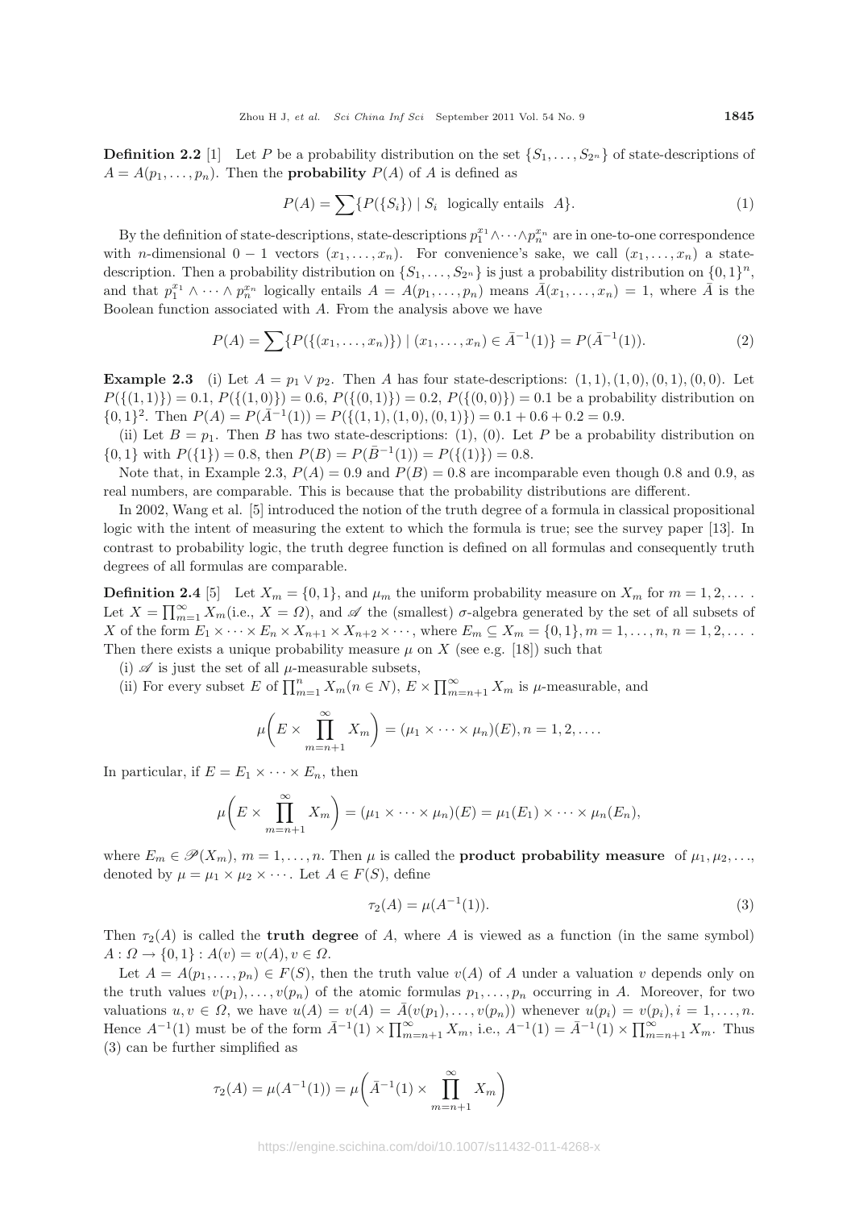**Definition 2.2** [1] Let $P$ be a probability distribution on the set $\{S_1, \ldots, S_{2^n}\}$ of state-descriptions of $A = A(p_1, \ldots, p_n)$. Then the **probability** $P(A)$ of $A$ is defined as

$$P(A) = \sum\{P(\{S_i\}) \mid S_i \text{ logically entails } A\}. \tag{1}$$

By the definition of state-descriptions, state-descriptions $p_1^{x_1} \wedge \cdots \wedge p_n^{x_n}$ are in one-to-one correspondence with $n$-dimensional $0-1$ vectors $(x_1, \ldots, x_n)$. For convenience's sake, we call $(x_1, \ldots, x_n)$ a state-description. Then a probability distribution on $\{S_1, \ldots, S_{2^n}\}$ is just a probability distribution on $\{0,1\}^n$, and that $p_1^{x_1} \wedge \cdots \wedge p_n^{x_n}$ logically entails $A = A(p_1, \ldots, p_n)$ means $\bar{A}(x_1, \ldots, x_n) = 1$, where $\bar{A}$ is the Boolean function associated with $A$. From the analysis above we have

$$P(A) = \sum\{P(\{(x_1, \ldots, x_n)\}) \mid (x_1, \ldots, x_n) \in \bar{A}^{-1}(1)\} = P(\bar{A}^{-1}(1)). \tag{2}$$

**Example 2.3** (i) Let $A = p_1 \vee p_2$. Then $A$ has four state-descriptions: $(1,1), (1,0), (0,1), (0,0)$. Let $P(\{(1,1)\}) = 0.1$, $P(\{(1,0)\}) = 0.6$, $P(\{(0,1)\}) = 0.2$, $P(\{(0,0)\}) = 0.1$ be a probability distribution on $\{0,1\}^2$. Then $P(A) = P(\bar{A}^{-1}(1)) = P(\{(1,1),(1,0),(0,1)\}) = 0.1 + 0.6 + 0.2 = 0.9$.

(ii) Let $B = p_1$. Then $B$ has two state-descriptions: $(1)$, $(0)$. Let $P$ be a probability distribution on $\{0,1\}$ with $P(\{1\}) = 0.8$, then $P(B) = P(\bar{B}^{-1}(1)) = P(\{(1)\}) = 0.8$.

Note that, in Example 2.3, $P(A) = 0.9$ and $P(B) = 0.8$ are incomparable even though 0.8 and 0.9, as real numbers, are comparable. This is because that the probability distributions are different.

In 2002, Wang et al. [5] introduced the notion of the truth degree of a formula in classical propositional logic with the intent of measuring the extent to which the formula is true; see the survey paper [13]. In contrast to probability logic, the truth degree function is defined on all formulas and consequently truth degrees of all formulas are comparable.

**Definition 2.4** [5] Let $X_m = \{0,1\}$, and $\mu_m$ the uniform probability measure on $X_m$ for $m = 1, 2, \ldots$. Let $X = \prod_{m=1}^{\infty} X_m$(i.e., $X = \Omega$), and $\mathscr{A}$ the (smallest) $\sigma$-algebra generated by the set of all subsets of $X$ of the form $E_1 \times \cdots \times E_n \times X_{n+1} \times X_{n+2} \times \cdots$, where $E_m \subseteq X_m = \{0,1\}, m = 1, \ldots, n, n = 1, 2, \ldots$. Then there exists a unique probability measure $\mu$ on $X$ (see e.g. [18]) such that

(i) $\mathscr{A}$ is just the set of all $\mu$-measurable subsets,

(ii) For every subset $E$ of $\prod_{m=1}^{n} X_m (n \in N)$, $E \times \prod_{m=n+1}^{\infty} X_m$ is $\mu$-measurable, and

$$\mu\left(E \times \prod_{m=n+1}^{\infty} X_m\right) = (\mu_1 \times \cdots \times \mu_n)(E), n = 1, 2, \ldots.$$

In particular, if $E = E_1 \times \cdots \times E_n$, then

$$\mu\left(E \times \prod_{m=n+1}^{\infty} X_m\right) = (\mu_1 \times \cdots \times \mu_n)(E) = \mu_1(E_1) \times \cdots \times \mu_n(E_n),$$

where $E_m \in \mathscr{P}(X_m)$, $m = 1, \ldots, n$. Then $\mu$ is called the **product probability measure** of $\mu_1, \mu_2, \ldots$, denoted by $\mu = \mu_1 \times \mu_2 \times \cdots$. Let $A \in F(S)$, define

$$\tau_2(A) = \mu(A^{-1}(1)). \tag{3}$$

Then $\tau_2(A)$ is called the **truth degree** of $A$, where $A$ is viewed as a function (in the same symbol) $A : \Omega \to \{0,1\} : A(v) = v(A), v \in \Omega$.

Let $A = A(p_1, \ldots, p_n) \in F(S)$, then the truth value $v(A)$ of $A$ under a valuation $v$ depends only on the truth values $v(p_1), \ldots, v(p_n)$ of the atomic formulas $p_1, \ldots, p_n$ occurring in $A$. Moreover, for two valuations $u, v \in \Omega$, we have $u(A) = v(A) = \bar{A}(v(p_1), \ldots, v(p_n))$ whenever $u(p_i) = v(p_i), i = 1, \ldots, n$. Hence $A^{-1}(1)$ must be of the form $\bar{A}^{-1}(1) \times \prod_{m=n+1}^{\infty} X_m$, i.e., $A^{-1}(1) = \bar{A}^{-1}(1) \times \prod_{m=n+1}^{\infty} X_m$. Thus (3) can be further simplified as

$$\tau_2(A) = \mu(A^{-1}(1)) = \mu\left(\bar{A}^{-1}(1) \times \prod_{m=n+1}^{\infty} X_m\right)$$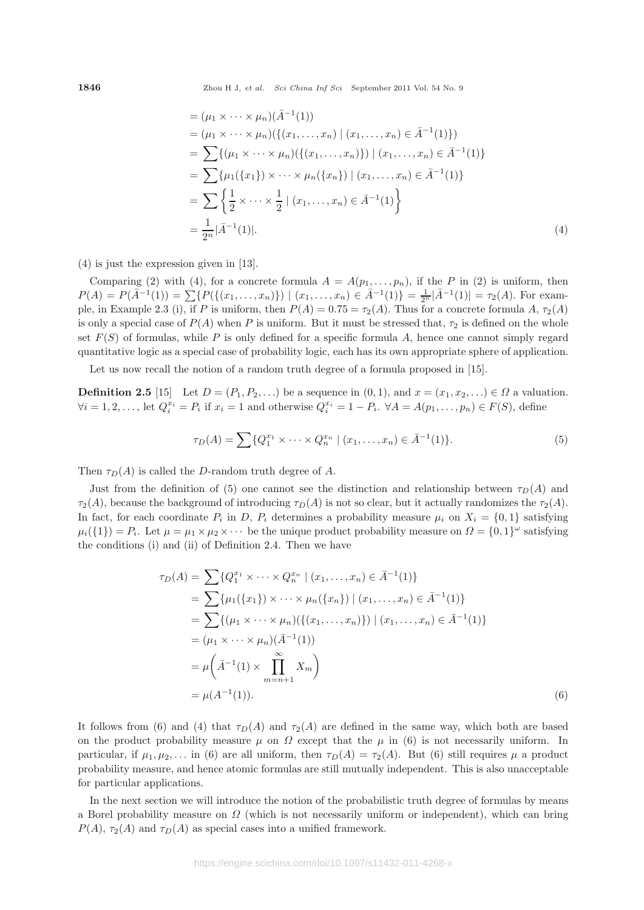$$
\begin{aligned}
&= (\mu_1 \times \cdots \times \mu_n)(\bar{A}^{-1}(1)) \\
&= (\mu_1 \times \cdots \times \mu_n)(\{(x_1, \ldots, x_n) \mid (x_1, \ldots, x_n) \in \bar{A}^{-1}(1)\}) \\
&= \sum\{(\mu_1 \times \cdots \times \mu_n)(\{(x_1, \ldots, x_n)\}) \mid (x_1, \ldots, x_n) \in \bar{A}^{-1}(1)\} \\
&= \sum\{\mu_1(\{x_1\}) \times \cdots \times \mu_n(\{x_n\}) \mid (x_1, \ldots, x_n) \in \bar{A}^{-1}(1)\} \\
&= \sum\left\{\frac{1}{2} \times \cdots \times \frac{1}{2} \mid (x_1, \ldots, x_n) \in \bar{A}^{-1}(1)\right\} \\
&= \frac{1}{2^n}|\bar{A}^{-1}(1)|. \qquad (4)
\end{aligned}
$$

(4) is just the expression given in [13].

Comparing (2) with (4), for a concrete formula $A = A(p_1, \ldots, p_n)$, if the $P$ in (2) is uniform, then $P(A) = P(\bar{A}^{-1}(1)) = \sum\{P(\{(x_1, \ldots, x_n)\}) \mid (x_1, \ldots, x_n) \in \bar{A}^{-1}(1)\} = \frac{1}{2^n}|\bar{A}^{-1}(1)| = \tau_2(A)$. For example, in Example 2.3 (i), if $P$ is uniform, then $P(A) = 0.75 = \tau_2(A)$. Thus for a concrete formula $A$, $\tau_2(A)$ is only a special case of $P(A)$ when $P$ is uniform. But it must be stressed that, $\tau_2$ is defined on the whole set $F(S)$ of formulas, while $P$ is only defined for a specific formula $A$, hence one cannot simply regard quantitative logic as a special case of probability logic, each has its own appropriate sphere of application.

Let us now recall the notion of a random truth degree of a formula proposed in [15].

**Definition 2.5** [15] Let $D = (P_1, P_2, \ldots)$ be a sequence in $(0, 1)$, and $x = (x_1, x_2, \ldots) \in \Omega$ a valuation. $\forall i = 1, 2, \ldots$, let $Q_i^{x_i} = P_i$ if $x_i = 1$ and otherwise $Q_i^{x_i} = 1 - P_i$. $\forall A = A(p_1, \ldots, p_n) \in F(S)$, define

$$
\tau_D(A) = \sum\{Q_1^{x_1} \times \cdots \times Q_n^{x_n} \mid (x_1, \ldots, x_n) \in \bar{A}^{-1}(1)\}. \qquad (5)
$$

Then $\tau_D(A)$ is called the $D$-random truth degree of $A$.

Just from the definition of (5) one cannot see the distinction and relationship between $\tau_D(A)$ and $\tau_2(A)$, because the background of introducing $\tau_D(A)$ is not so clear, but it actually randomizes the $\tau_2(A)$. In fact, for each coordinate $P_i$ in $D$, $P_i$ determines a probability measure $\mu_i$ on $X_i = \{0, 1\}$ satisfying $\mu_i(\{1\}) = P_i$. Let $\mu = \mu_1 \times \mu_2 \times \cdots$ be the unique product probability measure on $\Omega = \{0, 1\}^\omega$ satisfying the conditions (i) and (ii) of Definition 2.4. Then we have

$$
\begin{aligned}
\tau_D(A) &= \sum\{Q_1^{x_1} \times \cdots \times Q_n^{x_n} \mid (x_1, \ldots, x_n) \in \bar{A}^{-1}(1)\} \\
&= \sum\{\mu_1(\{x_1\}) \times \cdots \times \mu_n(\{x_n\}) \mid (x_1, \ldots, x_n) \in \bar{A}^{-1}(1)\} \\
&= \sum\{(\mu_1 \times \cdots \times \mu_n)(\{(x_1, \ldots, x_n)\}) \mid (x_1, \ldots, x_n) \in \bar{A}^{-1}(1)\} \\
&= (\mu_1 \times \cdots \times \mu_n)(\bar{A}^{-1}(1)) \\
&= \mu\left(\bar{A}^{-1}(1) \times \prod_{m=n+1}^{\infty} X_m\right) \\
&= \mu(A^{-1}(1)). \qquad (6)
\end{aligned}
$$

It follows from (6) and (4) that $\tau_D(A)$ and $\tau_2(A)$ are defined in the same way, which both are based on the product probability measure $\mu$ on $\Omega$ except that the $\mu$ in (6) is not necessarily uniform. In particular, if $\mu_1, \mu_2, \ldots$ in (6) are all uniform, then $\tau_D(A) = \tau_2(A)$. But (6) still requires $\mu$ a product probability measure, and hence atomic formulas are still mutually independent. This is also unacceptable for particular applications.

In the next section we will introduce the notion of the probabilistic truth degree of formulas by means a Borel probability measure on $\Omega$ (which is not necessarily uniform or independent), which can bring $P(A)$, $\tau_2(A)$ and $\tau_D(A)$ as special cases into a unified framework.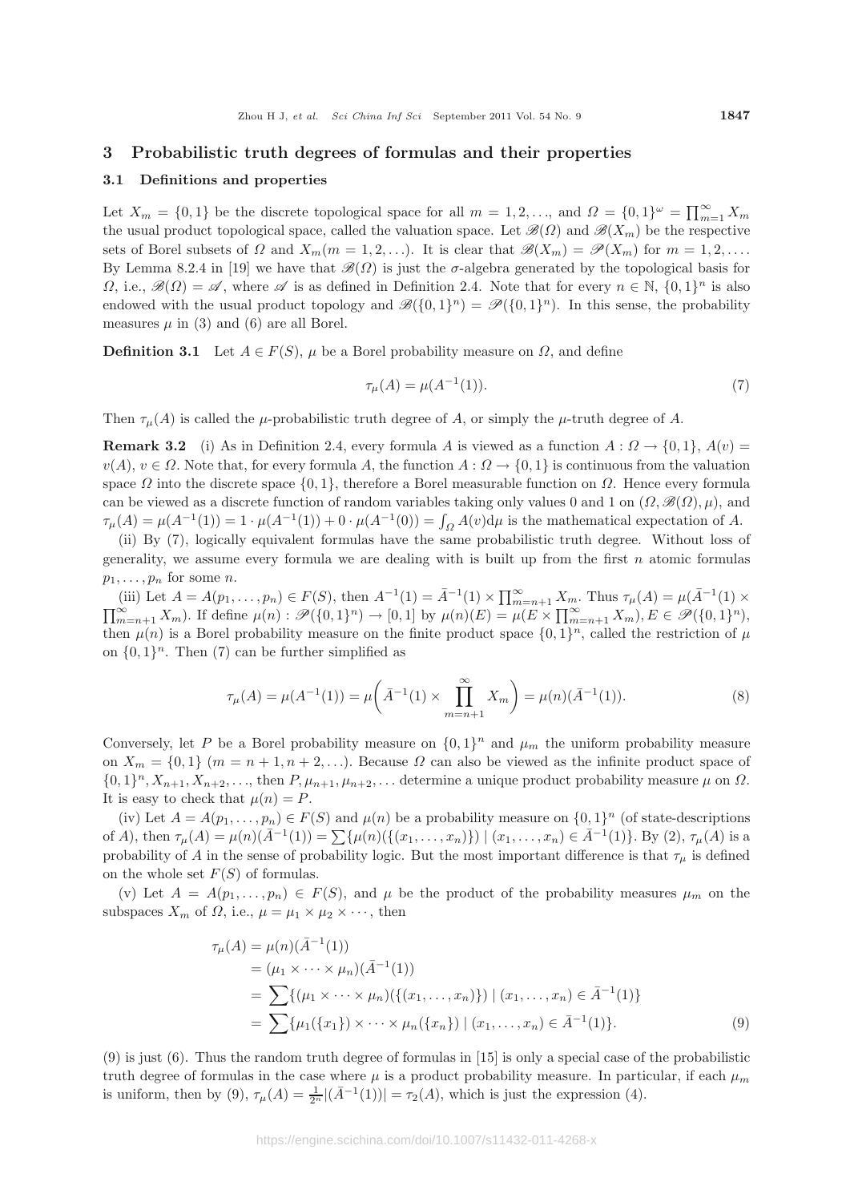## 3 Probabilistic truth degrees of formulas and their properties

### 3.1 Definitions and properties

Let $X_m = \{0,1\}$ be the discrete topological space for all $m = 1, 2, \ldots$, and $\Omega = \{0,1\}^\omega = \prod_{m=1}^{\infty} X_m$ the usual product topological space, called the valuation space. Let $\mathscr{B}(\Omega)$ and $\mathscr{B}(X_m)$ be the respective sets of Borel subsets of $\Omega$ and $X_m (m = 1, 2, \ldots)$. It is clear that $\mathscr{B}(X_m) = \mathscr{P}(X_m)$ for $m = 1, 2, \ldots$. By Lemma 8.2.4 in [19] we have that $\mathscr{B}(\Omega)$ is just the $\sigma$-algebra generated by the topological basis for $\Omega$, i.e., $\mathscr{B}(\Omega) = \mathscr{A}$, where $\mathscr{A}$ is as defined in Definition 2.4. Note that for every $n \in \mathbb{N}$, $\{0,1\}^n$ is also endowed with the usual product topology and $\mathscr{B}(\{0,1\}^n) = \mathscr{P}(\{0,1\}^n)$. In this sense, the probability measures $\mu$ in (3) and (6) are all Borel.

**Definition 3.1** Let $A \in F(S)$, $\mu$ be a Borel probability measure on $\Omega$, and define

$$\tau_\mu(A) = \mu(A^{-1}(1)). \tag{7}$$

Then $\tau_\mu(A)$ is called the $\mu$-probabilistic truth degree of $A$, or simply the $\mu$-truth degree of $A$.

**Remark 3.2** (i) As in Definition 2.4, every formula $A$ is viewed as a function $A : \Omega \to \{0,1\}$, $A(v) = v(A)$, $v \in \Omega$. Note that, for every formula $A$, the function $A : \Omega \to \{0,1\}$ is continuous from the valuation space $\Omega$ into the discrete space $\{0,1\}$, therefore a Borel measurable function on $\Omega$. Hence every formula can be viewed as a discrete function of random variables taking only values 0 and 1 on $(\Omega, \mathscr{B}(\Omega), \mu)$, and $\tau_\mu(A) = \mu(A^{-1}(1)) = 1 \cdot \mu(A^{-1}(1)) + 0 \cdot \mu(A^{-1}(0)) = \int_\Omega A(v)\mathrm{d}\mu$ is the mathematical expectation of $A$.

(ii) By (7), logically equivalent formulas have the same probabilistic truth degree. Without loss of generality, we assume every formula we are dealing with is built up from the first $n$ atomic formulas $p_1, \ldots, p_n$ for some $n$.

(iii) Let $A = A(p_1, \ldots, p_n) \in F(S)$, then $A^{-1}(1) = \bar{A}^{-1}(1) \times \prod_{m=n+1}^{\infty} X_m$. Thus $\tau_\mu(A) = \mu(\bar{A}^{-1}(1) \times \prod_{m=n+1}^{\infty} X_m)$. If define $\mu(n) : \mathscr{P}(\{0,1\}^n) \to [0,1]$ by $\mu(n)(E) = \mu(E \times \prod_{m=n+1}^{\infty} X_m)$, $E \in \mathscr{P}(\{0,1\}^n)$, then $\mu(n)$ is a Borel probability measure on the finite product space $\{0,1\}^n$, called the restriction of $\mu$ on $\{0,1\}^n$. Then (7) can be further simplified as

$$\tau_\mu(A) = \mu(A^{-1}(1)) = \mu\left(\bar{A}^{-1}(1) \times \prod_{m=n+1}^{\infty} X_m\right) = \mu(n)(\bar{A}^{-1}(1)). \tag{8}$$

Conversely, let $P$ be a Borel probability measure on $\{0,1\}^n$ and $\mu_m$ the uniform probability measure on $X_m = \{0,1\}$ $(m = n+1, n+2, \ldots)$. Because $\Omega$ can also be viewed as the infinite product space of $\{0,1\}^n, X_{n+1}, X_{n+2}, \ldots$, then $P, \mu_{n+1}, \mu_{n+2}, \ldots$ determine a unique product probability measure $\mu$ on $\Omega$. It is easy to check that $\mu(n) = P$.

(iv) Let $A = A(p_1, \ldots, p_n) \in F(S)$ and $\mu(n)$ be a probability measure on $\{0,1\}^n$ (of state-descriptions of $A$), then $\tau_\mu(A) = \mu(n)(\bar{A}^{-1}(1)) = \sum\{\mu(n)(\{(x_1, \ldots, x_n)\}) \mid (x_1, \ldots, x_n) \in \bar{A}^{-1}(1)\}$. By (2), $\tau_\mu(A)$ is a probability of $A$ in the sense of probability logic. But the most important difference is that $\tau_\mu$ is defined on the whole set $F(S)$ of formulas.

(v) Let $A = A(p_1, \ldots, p_n) \in F(S)$, and $\mu$ be the product of the probability measures $\mu_m$ on the subspaces $X_m$ of $\Omega$, i.e., $\mu = \mu_1 \times \mu_2 \times \cdots$, then

$$\begin{aligned}
\tau_\mu(A) &= \mu(n)(\bar{A}^{-1}(1)) \\
&= (\mu_1 \times \cdots \times \mu_n)(\bar{A}^{-1}(1)) \\
&= \sum\{(\mu_1 \times \cdots \times \mu_n)(\{(x_1, \ldots, x_n)\}) \mid (x_1, \ldots, x_n) \in \bar{A}^{-1}(1)\} \\
&= \sum\{\mu_1(\{x_1\}) \times \cdots \times \mu_n(\{x_n\}) \mid (x_1, \ldots, x_n) \in \bar{A}^{-1}(1)\}.
\end{aligned} \tag{9}$$

(9) is just (6). Thus the random truth degree of formulas in [15] is only a special case of the probabilistic truth degree of formulas in the case where $\mu$ is a product probability measure. In particular, if each $\mu_m$ is uniform, then by (9), $\tau_\mu(A) = \frac{1}{2^n}|(\bar{A}^{-1}(1))| = \tau_2(A)$, which is just the expression (4).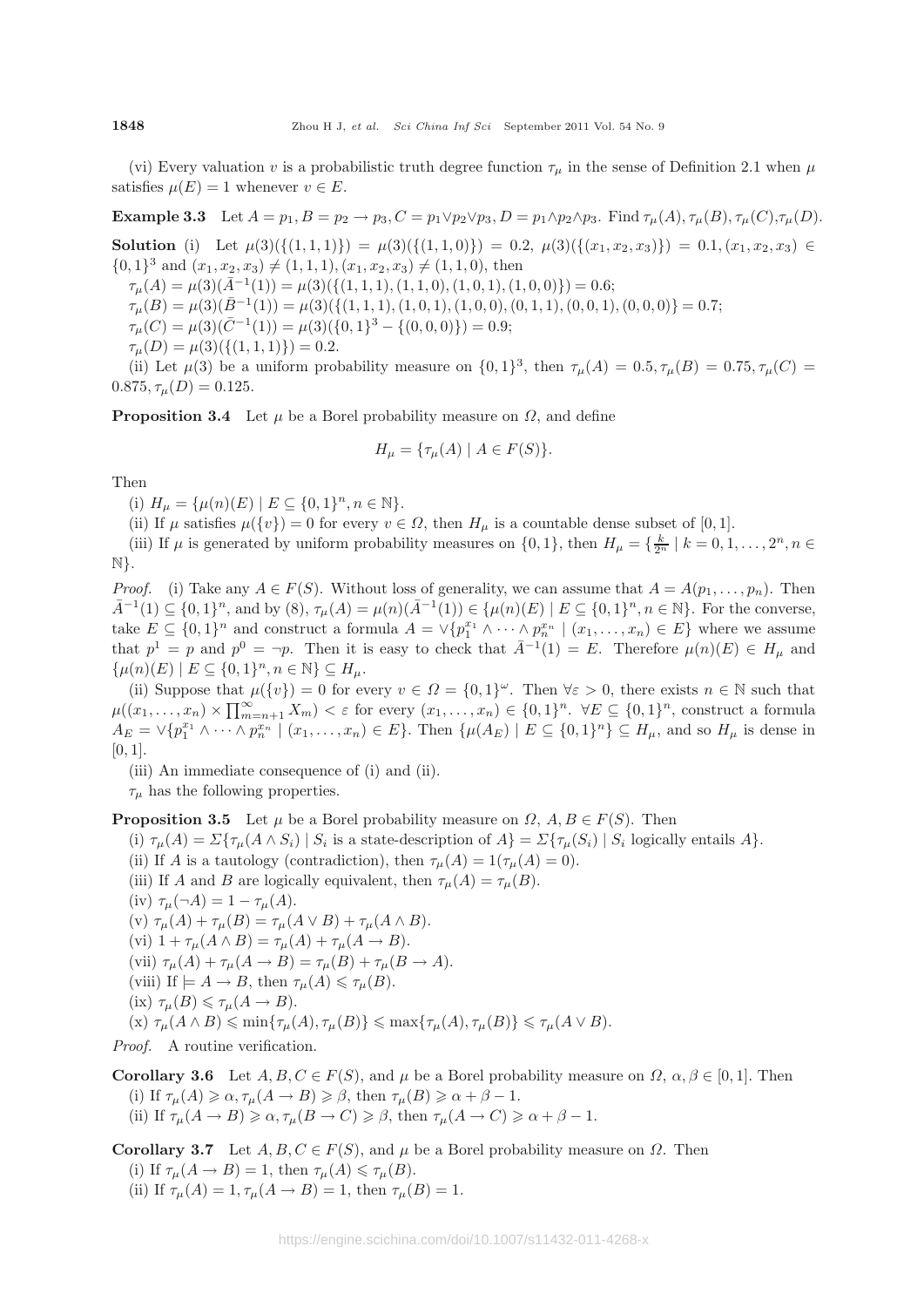(vi) Every valuation $v$ is a probabilistic truth degree function $\tau_\mu$ in the sense of Definition 2.1 when $\mu$ satisfies $\mu(E) = 1$ whenever $v \in E$.

**Example 3.3** Let $A = p_1, B = p_2 \to p_3, C = p_1 \vee p_2 \vee p_3, D = p_1 \wedge p_2 \wedge p_3$. Find $\tau_\mu(A), \tau_\mu(B), \tau_\mu(C), \tau_\mu(D)$.

**Solution** (i) Let $\mu(3)(\{(1,1,1)\}) = \mu(3)(\{(1,1,0)\}) = 0.2$, $\mu(3)(\{(x_1,x_2,x_3)\}) = 0.1, (x_1,x_2,x_3) \in \{0,1\}^3$ and $(x_1,x_2,x_3) \neq (1,1,1), (x_1,x_2,x_3) \neq (1,1,0)$, then

$\tau_\mu(A) = \mu(3)(\bar{A}^{-1}(1)) = \mu(3)(\{(1,1,1),(1,1,0),(1,0,1),(1,0,0)\}) = 0.6$;

$\tau_\mu(B) = \mu(3)(\bar{B}^{-1}(1)) = \mu(3)(\{(1,1,1),(1,0,1),(1,0,0),(0,1,1),(0,0,1),(0,0,0)\} = 0.7$;

$\tau_\mu(C) = \mu(3)(\bar{C}^{-1}(1)) = \mu(3)(\{0,1\}^3 - \{(0,0,0)\}) = 0.9$;

$\tau_\mu(D) = \mu(3)(\{(1,1,1)\}) = 0.2$.

(ii) Let $\mu(3)$ be a uniform probability measure on $\{0,1\}^3$, then $\tau_\mu(A) = 0.5, \tau_\mu(B) = 0.75, \tau_\mu(C) = 0.875, \tau_\mu(D) = 0.125$.

**Proposition 3.4** Let $\mu$ be a Borel probability measure on $\Omega$, and define

$$H_\mu = \{\tau_\mu(A) \mid A \in F(S)\}.$$

Then

(i) $H_\mu = \{\mu(n)(E) \mid E \subseteq \{0,1\}^n, n \in \mathbb{N}\}$.

(ii) If $\mu$ satisfies $\mu(\{v\}) = 0$ for every $v \in \Omega$, then $H_\mu$ is a countable dense subset of $[0,1]$.

(iii) If $\mu$ is generated by uniform probability measures on $\{0,1\}$, then $H_\mu = \{\frac{k}{2^n} \mid k = 0,1,\ldots,2^n, n \in \mathbb{N}\}$.

*Proof.* (i) Take any $A \in F(S)$. Without loss of generality, we can assume that $A = A(p_1,\ldots,p_n)$. Then $\bar{A}^{-1}(1) \subseteq \{0,1\}^n$, and by (8), $\tau_\mu(A) = \mu(n)(\bar{A}^{-1}(1)) \in \{\mu(n)(E) \mid E \subseteq \{0,1\}^n, n \in \mathbb{N}\}$. For the converse, take $E \subseteq \{0,1\}^n$ and construct a formula $A = \vee\{p_1^{x_1} \wedge \cdots \wedge p_n^{x_n} \mid (x_1,\ldots,x_n) \in E\}$ where we assume that $p^1 = p$ and $p^0 = \neg p$. Then it is easy to check that $\bar{A}^{-1}(1) = E$. Therefore $\mu(n)(E) \in H_\mu$ and $\{\mu(n)(E) \mid E \subseteq \{0,1\}^n, n \in \mathbb{N}\} \subseteq H_\mu$.

(ii) Suppose that $\mu(\{v\}) = 0$ for every $v \in \Omega = \{0,1\}^\omega$. Then $\forall \varepsilon > 0$, there exists $n \in \mathbb{N}$ such that $\mu((x_1,\ldots,x_n) \times \prod_{m=n+1}^\infty X_m) < \varepsilon$ for every $(x_1,\ldots,x_n) \in \{0,1\}^n$. $\forall E \subseteq \{0,1\}^n$, construct a formula $A_E = \vee\{p_1^{x_1} \wedge \cdots \wedge p_n^{x_n} \mid (x_1,\ldots,x_n) \in E\}$. Then $\{\mu(A_E) \mid E \subseteq \{0,1\}^n\} \subseteq H_\mu$, and so $H_\mu$ is dense in $[0,1]$.

(iii) An immediate consequence of (i) and (ii).

$\tau_\mu$ has the following properties.

**Proposition 3.5** Let $\mu$ be a Borel probability measure on $\Omega$, $A, B \in F(S)$. Then

(i) $\tau_\mu(A) = \Sigma\{\tau_\mu(A \wedge S_i) \mid S_i$ is a state-description of $A\} = \Sigma\{\tau_\mu(S_i) \mid S_i$ logically entails $A\}$.

(ii) If $A$ is a tautology (contradiction), then $\tau_\mu(A) = 1 (\tau_\mu(A) = 0)$.

(iii) If $A$ and $B$ are logically equivalent, then $\tau_\mu(A) = \tau_\mu(B)$.

(iv) $\tau_\mu(\neg A) = 1 - \tau_\mu(A)$.

(v) $\tau_\mu(A) + \tau_\mu(B) = \tau_\mu(A \vee B) + \tau_\mu(A \wedge B)$.

(vi) $1 + \tau_\mu(A \wedge B) = \tau_\mu(A) + \tau_\mu(A \to B)$.

(vii) $\tau_\mu(A) + \tau_\mu(A \to B) = \tau_\mu(B) + \tau_\mu(B \to A)$.

(viii) If $\models A \to B$, then $\tau_\mu(A) \leqslant \tau_\mu(B)$.

(ix) $\tau_\mu(B) \leqslant \tau_\mu(A \to B)$.

(x) $\tau_\mu(A \wedge B) \leqslant \min\{\tau_\mu(A), \tau_\mu(B)\} \leqslant \max\{\tau_\mu(A), \tau_\mu(B)\} \leqslant \tau_\mu(A \vee B)$.

*Proof.* A routine verification.

**Corollary 3.6** Let $A, B, C \in F(S)$, and $\mu$ be a Borel probability measure on $\Omega$, $\alpha, \beta \in [0,1]$. Then

(i) If $\tau_\mu(A) \geqslant \alpha, \tau_\mu(A \to B) \geqslant \beta$, then $\tau_\mu(B) \geqslant \alpha + \beta - 1$.

(ii) If $\tau_\mu(A \to B) \geqslant \alpha, \tau_\mu(B \to C) \geqslant \beta$, then $\tau_\mu(A \to C) \geqslant \alpha + \beta - 1$.

**Corollary 3.7** Let $A, B, C \in F(S)$, and $\mu$ be a Borel probability measure on $\Omega$. Then

(i) If $\tau_\mu(A \to B) = 1$, then $\tau_\mu(A) \leqslant \tau_\mu(B)$.

(ii) If $\tau_\mu(A) = 1, \tau_\mu(A \to B) = 1$, then $\tau_\mu(B) = 1$.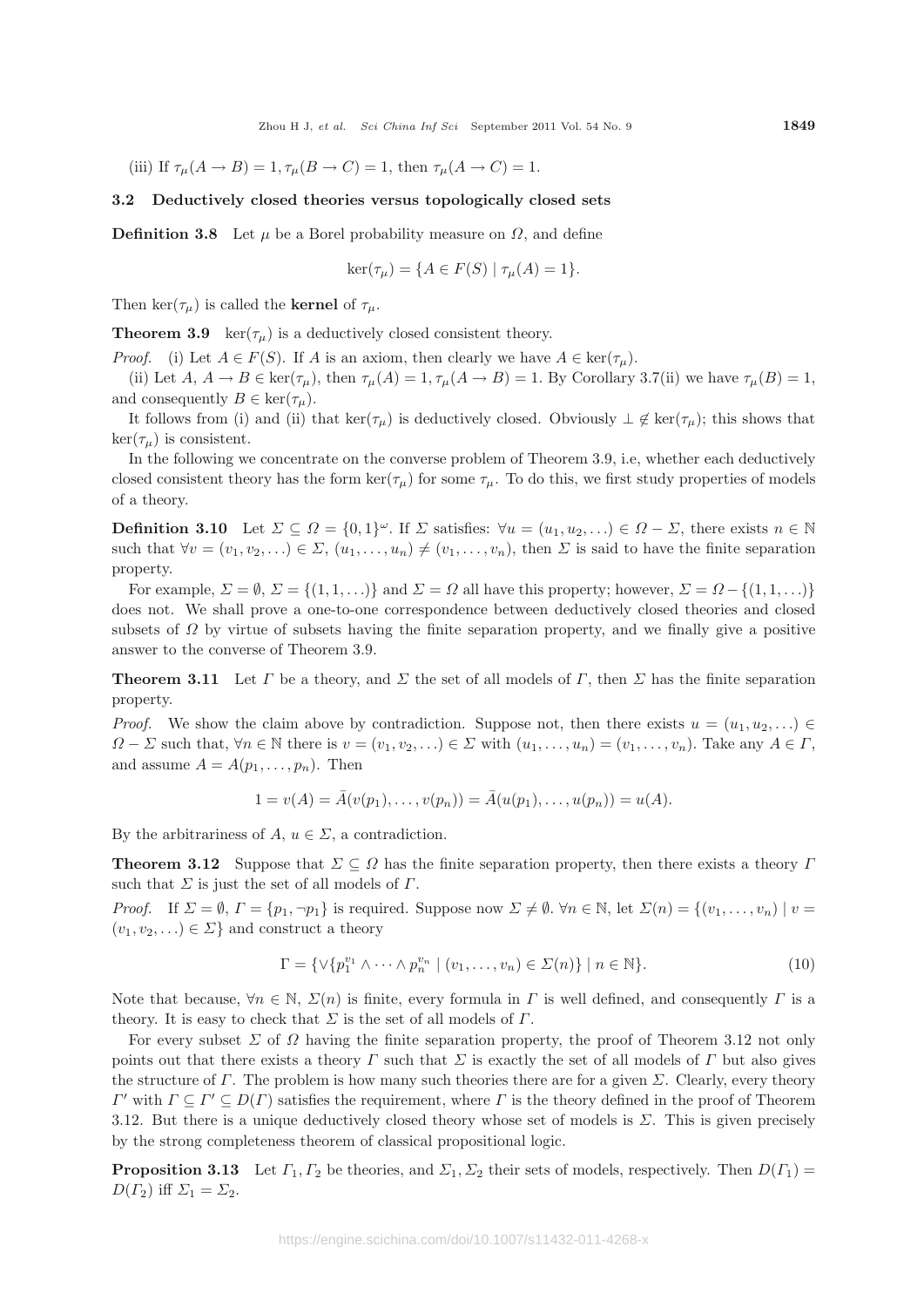(iii) If $\tau_\mu(A \to B) = 1, \tau_\mu(B \to C) = 1$, then $\tau_\mu(A \to C) = 1$.

### 3.2 Deductively closed theories versus topologically closed sets

**Definition 3.8** Let $\mu$ be a Borel probability measure on $\Omega$, and define

$$\ker(\tau_\mu) = \{A \in F(S) \mid \tau_\mu(A) = 1\}.$$

Then $\ker(\tau_\mu)$ is called the **kernel** of $\tau_\mu$.

**Theorem 3.9** $\ker(\tau_\mu)$ is a deductively closed consistent theory.

*Proof.* (i) Let $A \in F(S)$. If $A$ is an axiom, then clearly we have $A \in \ker(\tau_\mu)$.

(ii) Let $A, A \to B \in \ker(\tau_\mu)$, then $\tau_\mu(A) = 1, \tau_\mu(A \to B) = 1$. By Corollary 3.7(ii) we have $\tau_\mu(B) = 1$, and consequently $B \in \ker(\tau_\mu)$.

It follows from (i) and (ii) that $\ker(\tau_\mu)$ is deductively closed. Obviously $\perp \notin \ker(\tau_\mu)$; this shows that $\ker(\tau_\mu)$ is consistent.

In the following we concentrate on the converse problem of Theorem 3.9, i.e, whether each deductively closed consistent theory has the form $\ker(\tau_\mu)$ for some $\tau_\mu$. To do this, we first study properties of models of a theory.

**Definition 3.10** Let $\Sigma \subseteq \Omega = \{0,1\}^\omega$. If $\Sigma$ satisfies: $\forall u = (u_1, u_2, \ldots) \in \Omega - \Sigma$, there exists $n \in \mathbb{N}$ such that $\forall v = (v_1, v_2, \ldots) \in \Sigma$, $(u_1, \ldots, u_n) \neq (v_1, \ldots, v_n)$, then $\Sigma$ is said to have the finite separation property.

For example, $\Sigma = \emptyset$, $\Sigma = \{(1, 1, \ldots)\}$ and $\Sigma = \Omega$ all have this property; however, $\Sigma = \Omega - \{(1, 1, \ldots)\}$ does not. We shall prove a one-to-one correspondence between deductively closed theories and closed subsets of $\Omega$ by virtue of subsets having the finite separation property, and we finally give a positive answer to the converse of Theorem 3.9.

**Theorem 3.11** Let $\Gamma$ be a theory, and $\Sigma$ the set of all models of $\Gamma$, then $\Sigma$ has the finite separation property.

*Proof.* We show the claim above by contradiction. Suppose not, then there exists $u = (u_1, u_2, \ldots) \in \Omega - \Sigma$ such that, $\forall n \in \mathbb{N}$ there is $v = (v_1, v_2, \ldots) \in \Sigma$ with $(u_1, \ldots, u_n) = (v_1, \ldots, v_n)$. Take any $A \in \Gamma$, and assume $A = A(p_1, \ldots, p_n)$. Then

$$1 = v(A) = \bar{A}(v(p_1), \ldots, v(p_n)) = \bar{A}(u(p_1), \ldots, u(p_n)) = u(A).$$

By the arbitrariness of $A$, $u \in \Sigma$, a contradiction.

**Theorem 3.12** Suppose that $\Sigma \subseteq \Omega$ has the finite separation property, then there exists a theory $\Gamma$ such that $\Sigma$ is just the set of all models of $\Gamma$.

*Proof.* If $\Sigma = \emptyset$, $\Gamma = \{p_1, \neg p_1\}$ is required. Suppose now $\Sigma \neq \emptyset$. $\forall n \in \mathbb{N}$, let $\Sigma(n) = \{(v_1, \ldots, v_n) \mid v = (v_1, v_2, \ldots) \in \Sigma\}$ and construct a theory

$$\Gamma = \{\vee\{p_1^{v_1} \wedge \cdots \wedge p_n^{v_n} \mid (v_1, \ldots, v_n) \in \Sigma(n)\} \mid n \in \mathbb{N}\}. \tag{10}$$

Note that because, $\forall n \in \mathbb{N}$, $\Sigma(n)$ is finite, every formula in $\Gamma$ is well defined, and consequently $\Gamma$ is a theory. It is easy to check that $\Sigma$ is the set of all models of $\Gamma$.

For every subset $\Sigma$ of $\Omega$ having the finite separation property, the proof of Theorem 3.12 not only points out that there exists a theory $\Gamma$ such that $\Sigma$ is exactly the set of all models of $\Gamma$ but also gives the structure of $\Gamma$. The problem is how many such theories there are for a given $\Sigma$. Clearly, every theory $\Gamma'$ with $\Gamma \subseteq \Gamma' \subseteq D(\Gamma)$ satisfies the requirement, where $\Gamma$ is the theory defined in the proof of Theorem 3.12. But there is a unique deductively closed theory whose set of models is $\Sigma$. This is given precisely by the strong completeness theorem of classical propositional logic.

**Proposition 3.13** Let $\Gamma_1, \Gamma_2$ be theories, and $\Sigma_1, \Sigma_2$ their sets of models, respectively. Then $D(\Gamma_1) = D(\Gamma_2)$ iff $\Sigma_1 = \Sigma_2$.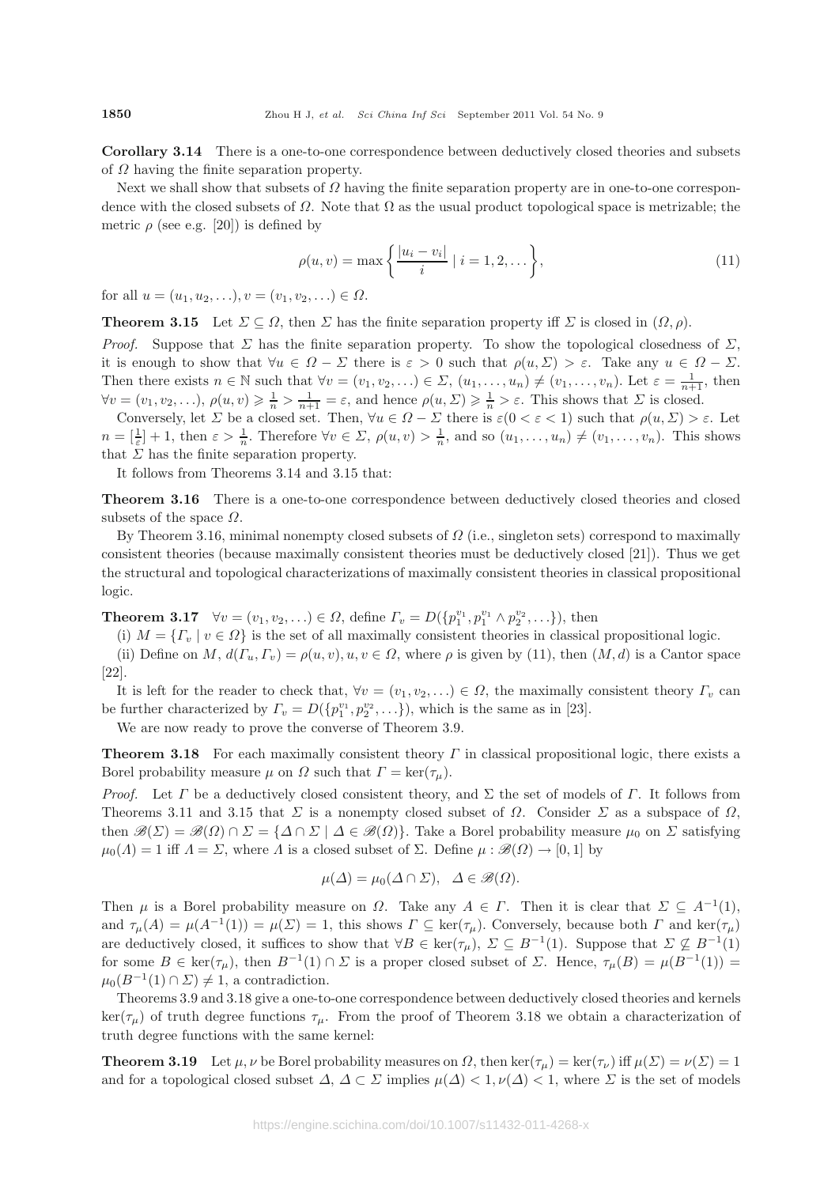**Corollary 3.14** There is a one-to-one correspondence between deductively closed theories and subsets of $\Omega$ having the finite separation property.

Next we shall show that subsets of $\Omega$ having the finite separation property are in one-to-one correspondence with the closed subsets of $\Omega$. Note that $\Omega$ as the usual product topological space is metrizable; the metric $\rho$ (see e.g. [20]) is defined by

$$\rho(u, v) = \max\left\{ \frac{|u_i - v_i|}{i} \mid i = 1, 2, \ldots \right\}, \tag{11}$$

for all $u = (u_1, u_2, \ldots), v = (v_1, v_2, \ldots) \in \Omega$.

**Theorem 3.15** Let $\Sigma \subseteq \Omega$, then $\Sigma$ has the finite separation property iff $\Sigma$ is closed in $(\Omega, \rho)$.

*Proof.* Suppose that $\Sigma$ has the finite separation property. To show the topological closedness of $\Sigma$, it is enough to show that $\forall u \in \Omega - \Sigma$ there is $\varepsilon > 0$ such that $\rho(u, \Sigma) > \varepsilon$. Take any $u \in \Omega - \Sigma$. Then there exists $n \in \mathbb{N}$ such that $\forall v = (v_1, v_2, \ldots) \in \Sigma$, $(u_1, \ldots, u_n) \neq (v_1, \ldots, v_n)$. Let $\varepsilon = \frac{1}{n+1}$, then $\forall v = (v_1, v_2, \ldots)$, $\rho(u, v) \geqslant \frac{1}{n} > \frac{1}{n+1} = \varepsilon$, and hence $\rho(u, \Sigma) \geqslant \frac{1}{n} > \varepsilon$. This shows that $\Sigma$ is closed.

Conversely, let $\Sigma$ be a closed set. Then, $\forall u \in \Omega - \Sigma$ there is $\varepsilon (0 < \varepsilon < 1)$ such that $\rho(u, \Sigma) > \varepsilon$. Let $n = [\frac{1}{\varepsilon}] + 1$, then $\varepsilon > \frac{1}{n}$. Therefore $\forall v \in \Sigma$, $\rho(u, v) > \frac{1}{n}$, and so $(u_1, \ldots, u_n) \neq (v_1, \ldots, v_n)$. This shows that $\Sigma$ has the finite separation property.

It follows from Theorems 3.14 and 3.15 that:

**Theorem 3.16** There is a one-to-one correspondence between deductively closed theories and closed subsets of the space $\Omega$.

By Theorem 3.16, minimal nonempty closed subsets of $\Omega$ (i.e., singleton sets) correspond to maximally consistent theories (because maximally consistent theories must be deductively closed [21]). Thus we get the structural and topological characterizations of maximally consistent theories in classical propositional logic.

**Theorem 3.17** $\forall v = (v_1, v_2, \ldots) \in \Omega$, define $\Gamma_v = D(\{p_1^{v_1}, p_1^{v_1} \wedge p_2^{v_2}, \ldots\})$, then

(i) $M = \{\Gamma_v \mid v \in \Omega\}$ is the set of all maximally consistent theories in classical propositional logic.

(ii) Define on $M$, $d(\Gamma_u, \Gamma_v) = \rho(u, v), u, v \in \Omega$, where $\rho$ is given by (11), then $(M, d)$ is a Cantor space [22].

It is left for the reader to check that, $\forall v = (v_1, v_2, \ldots) \in \Omega$, the maximally consistent theory $\Gamma_v$ can be further characterized by $\Gamma_v = D(\{p_1^{v_1}, p_2^{v_2}, \ldots\})$, which is the same as in [23].

We are now ready to prove the converse of Theorem 3.9.

**Theorem 3.18** For each maximally consistent theory $\Gamma$ in classical propositional logic, there exists a Borel probability measure $\mu$ on $\Omega$ such that $\Gamma = \ker(\tau_\mu)$.

*Proof.* Let $\Gamma$ be a deductively closed consistent theory, and $\Sigma$ the set of models of $\Gamma$. It follows from Theorems 3.11 and 3.15 that $\Sigma$ is a nonempty closed subset of $\Omega$. Consider $\Sigma$ as a subspace of $\Omega$, then $\mathscr{B}(\Sigma) = \mathscr{B}(\Omega) \cap \Sigma = \{\Delta \cap \Sigma \mid \Delta \in \mathscr{B}(\Omega)\}$. Take a Borel probability measure $\mu_0$ on $\Sigma$ satisfying $\mu_0(\Lambda) = 1$ iff $\Lambda = \Sigma$, where $\Lambda$ is a closed subset of $\Sigma$. Define $\mu : \mathscr{B}(\Omega) \to [0, 1]$ by

$$\mu(\Delta) = \mu_0(\Delta \cap \Sigma), \quad \Delta \in \mathscr{B}(\Omega).$$

Then $\mu$ is a Borel probability measure on $\Omega$. Take any $A \in \Gamma$. Then it is clear that $\Sigma \subseteq A^{-1}(1)$, and $\tau_\mu(A) = \mu(A^{-1}(1)) = \mu(\Sigma) = 1$, this shows $\Gamma \subseteq \ker(\tau_\mu)$. Conversely, because both $\Gamma$ and $\ker(\tau_\mu)$ are deductively closed, it suffices to show that $\forall B \in \ker(\tau_\mu)$, $\Sigma \subseteq B^{-1}(1)$. Suppose that $\Sigma \not\subseteq B^{-1}(1)$ for some $B \in \ker(\tau_\mu)$, then $B^{-1}(1) \cap \Sigma$ is a proper closed subset of $\Sigma$. Hence, $\tau_\mu(B) = \mu(B^{-1}(1)) = \mu_0(B^{-1}(1) \cap \Sigma) \neq 1$, a contradiction.

Theorems 3.9 and 3.18 give a one-to-one correspondence between deductively closed theories and kernels $\ker(\tau_\mu)$ of truth degree functions $\tau_\mu$. From the proof of Theorem 3.18 we obtain a characterization of truth degree functions with the same kernel:

**Theorem 3.19** Let $\mu, \nu$ be Borel probability measures on $\Omega$, then $\ker(\tau_\mu) = \ker(\tau_\nu)$ iff $\mu(\Sigma) = \nu(\Sigma) = 1$ and for a topological closed subset $\Delta$, $\Delta \subset \Sigma$ implies $\mu(\Delta) < 1, \nu(\Delta) < 1$, where $\Sigma$ is the set of models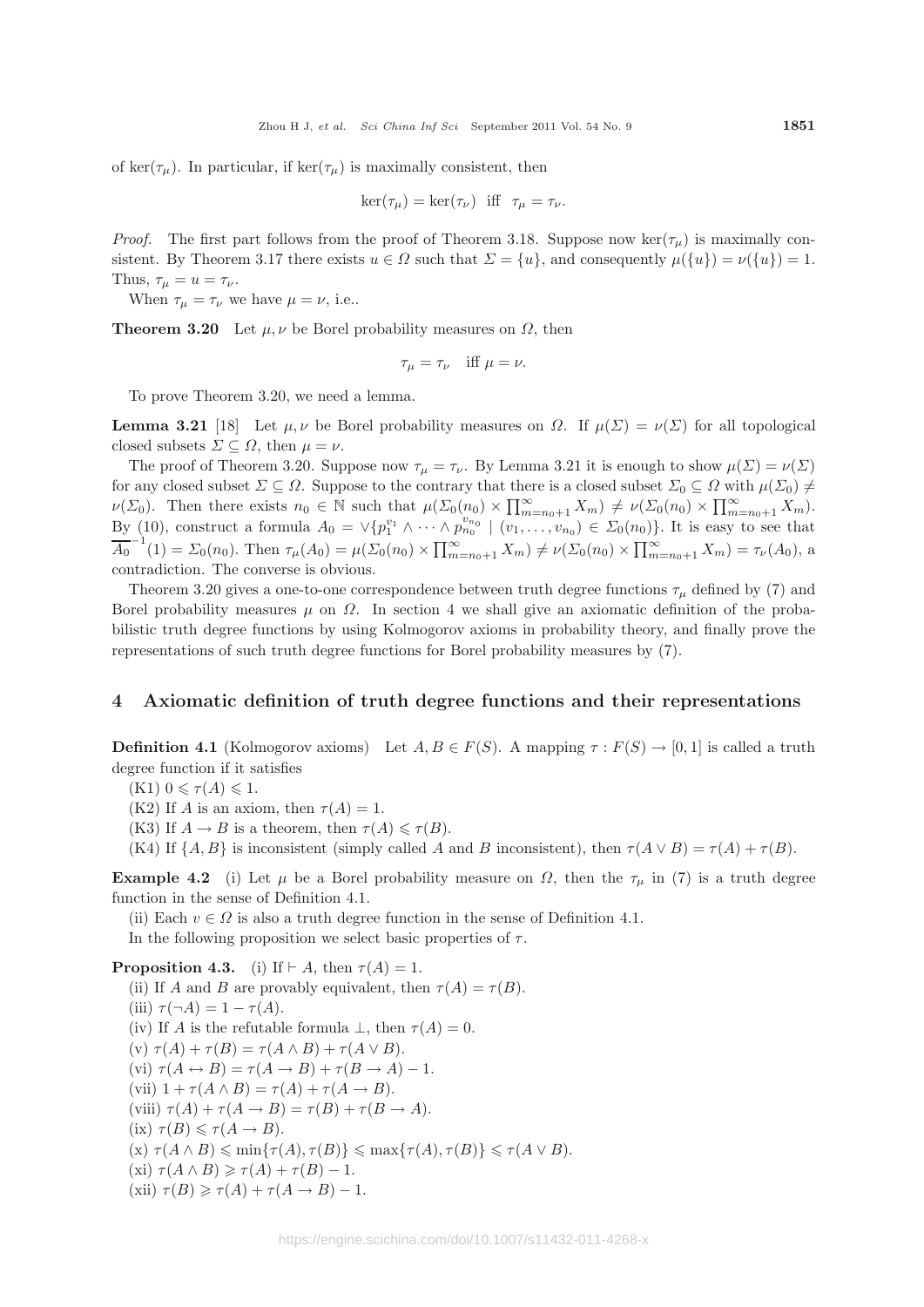of $\ker(\tau_\mu)$. In particular, if $\ker(\tau_\mu)$ is maximally consistent, then

$$\ker(\tau_\mu) = \ker(\tau_\nu) \quad \text{iff} \quad \tau_\mu = \tau_\nu.$$

*Proof.* The first part follows from the proof of Theorem 3.18. Suppose now $\ker(\tau_\mu)$ is maximally consistent. By Theorem 3.17 there exists $u \in \Omega$ such that $\Sigma = \{u\}$, and consequently $\mu(\{u\}) = \nu(\{u\}) = 1$. Thus, $\tau_\mu = u = \tau_\nu$.

When $\tau_\mu = \tau_\nu$ we have $\mu = \nu$, i.e..

**Theorem 3.20** Let $\mu, \nu$ be Borel probability measures on $\Omega$, then

$$\tau_\mu = \tau_\nu \quad \text{iff } \mu = \nu.$$

To prove Theorem 3.20, we need a lemma.

**Lemma 3.21** [18] Let $\mu, \nu$ be Borel probability measures on $\Omega$. If $\mu(\Sigma) = \nu(\Sigma)$ for all topological closed subsets $\Sigma \subseteq \Omega$, then $\mu = \nu$.

The proof of Theorem 3.20. Suppose now $\tau_\mu = \tau_\nu$. By Lemma 3.21 it is enough to show $\mu(\Sigma) = \nu(\Sigma)$ for any closed subset $\Sigma \subseteq \Omega$. Suppose to the contrary that there is a closed subset $\Sigma_0 \subseteq \Omega$ with $\mu(\Sigma_0) \neq \nu(\Sigma_0)$. Then there exists $n_0 \in \mathbb{N}$ such that $\mu(\Sigma_0(n_0) \times \prod_{m=n_0+1}^{\infty} X_m) \neq \nu(\Sigma_0(n_0) \times \prod_{m=n_0+1}^{\infty} X_m)$. By (10), construct a formula $A_0 = \vee\{p_1^{v_1} \wedge \cdots \wedge p_{n_0}^{v_{n_0}} \mid (v_1, \ldots, v_{n_0}) \in \Sigma_0(n_0)\}$. It is easy to see that $\overline{A_0}^{-1}(1) = \Sigma_0(n_0)$. Then $\tau_\mu(A_0) = \mu(\Sigma_0(n_0) \times \prod_{m=n_0+1}^{\infty} X_m) \neq \nu(\Sigma_0(n_0) \times \prod_{m=n_0+1}^{\infty} X_m) = \tau_\nu(A_0)$, a contradiction. The converse is obvious.

Theorem 3.20 gives a one-to-one correspondence between truth degree functions $\tau_\mu$ defined by (7) and Borel probability measures $\mu$ on $\Omega$. In section 4 we shall give an axiomatic definition of the probabilistic truth degree functions by using Kolmogorov axioms in probability theory, and finally prove the representations of such truth degree functions for Borel probability measures by (7).

## 4 Axiomatic definition of truth degree functions and their representations

**Definition 4.1** (Kolmogorov axioms) Let $A, B \in F(S)$. A mapping $\tau : F(S) \to [0, 1]$ is called a truth degree function if it satisfies

(K1) $0 \leqslant \tau(A) \leqslant 1$.

(K2) If $A$ is an axiom, then $\tau(A) = 1$.

(K3) If $A \to B$ is a theorem, then $\tau(A) \leqslant \tau(B)$.

(K4) If $\{A, B\}$ is inconsistent (simply called $A$ and $B$ inconsistent), then $\tau(A \vee B) = \tau(A) + \tau(B)$.

**Example 4.2** (i) Let $\mu$ be a Borel probability measure on $\Omega$, then the $\tau_\mu$ in (7) is a truth degree function in the sense of Definition 4.1.

(ii) Each $v \in \Omega$ is also a truth degree function in the sense of Definition 4.1.

In the following proposition we select basic properties of $\tau$.

**Proposition 4.3.** (i) If $\vdash A$, then $\tau(A) = 1$.

(ii) If $A$ and $B$ are provably equivalent, then $\tau(A) = \tau(B)$.

(iii) $\tau(\neg A) = 1 - \tau(A)$.

(iv) If $A$ is the refutable formula $\perp$, then $\tau(A) = 0$.

(v) $\tau(A) + \tau(B) = \tau(A \wedge B) + \tau(A \vee B)$.

(vi) $\tau(A \leftrightarrow B) = \tau(A \to B) + \tau(B \to A) - 1$.

(vii) $1 + \tau(A \wedge B) = \tau(A) + \tau(A \to B)$.

(viii) $\tau(A) + \tau(A \to B) = \tau(B) + \tau(B \to A)$.

(ix) $\tau(B) \leqslant \tau(A \to B)$.

(x) $\tau(A \wedge B) \leqslant \min\{\tau(A), \tau(B)\} \leqslant \max\{\tau(A), \tau(B)\} \leqslant \tau(A \vee B)$.

(xi) $\tau(A \wedge B) \geqslant \tau(A) + \tau(B) - 1$.

(xii) $\tau(B) \geqslant \tau(A) + \tau(A \to B) - 1$.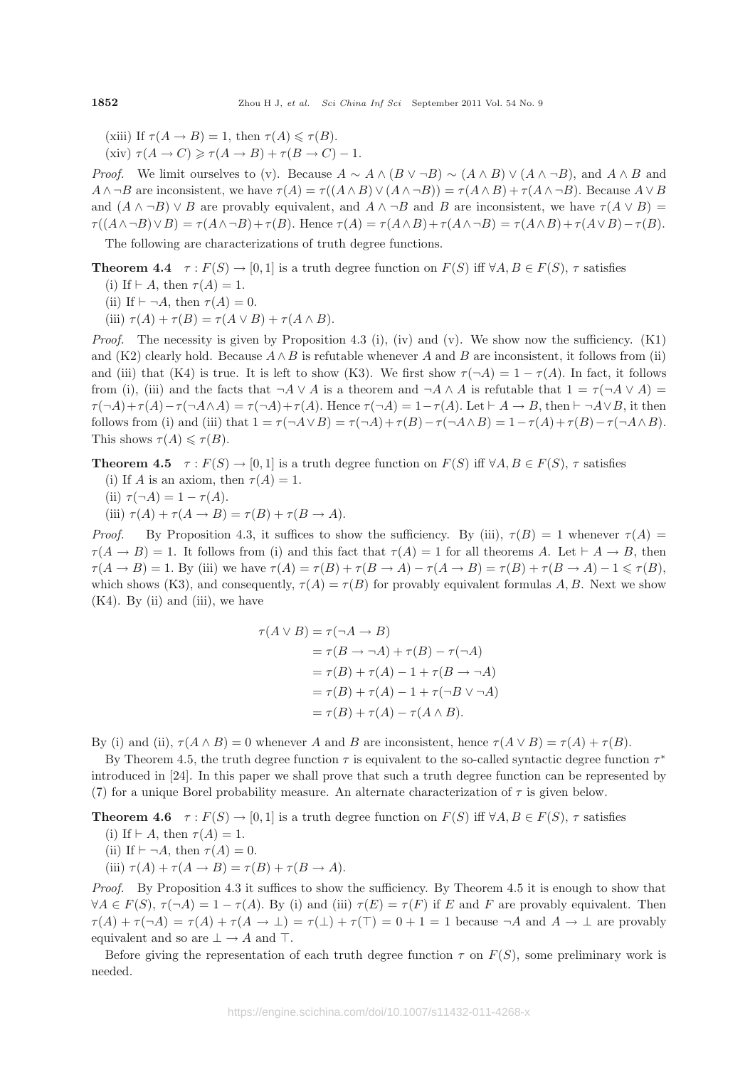(xiii) If $\tau(A \to B) = 1$, then $\tau(A) \leqslant \tau(B)$.

(xiv) $\tau(A \to C) \geqslant \tau(A \to B) + \tau(B \to C) - 1$.

*Proof.* We limit ourselves to (v). Because $A \sim A \wedge (B \vee \neg B) \sim (A \wedge B) \vee (A \wedge \neg B)$, and $A \wedge B$ and $A \wedge \neg B$ are inconsistent, we have $\tau(A) = \tau((A \wedge B) \vee (A \wedge \neg B)) = \tau(A \wedge B) + \tau(A \wedge \neg B)$. Because $A \vee B$ and $(A \wedge \neg B) \vee B$ are provably equivalent, and $A \wedge \neg B$ and $B$ are inconsistent, we have $\tau(A \vee B) = \tau((A \wedge \neg B) \vee B) = \tau(A \wedge \neg B) + \tau(B)$. Hence $\tau(A) = \tau(A \wedge B) + \tau(A \wedge \neg B) = \tau(A \wedge B) + \tau(A \vee B) - \tau(B)$.

The following are characterizations of truth degree functions.

**Theorem 4.4** $\tau : F(S) \to [0, 1]$ is a truth degree function on $F(S)$ iff $\forall A, B \in F(S)$, $\tau$ satisfies

(i) If $\vdash A$, then $\tau(A) = 1$.

(ii) If $\vdash \neg A$, then $\tau(A) = 0$.

(iii) $\tau(A) + \tau(B) = \tau(A \vee B) + \tau(A \wedge B)$.

*Proof.* The necessity is given by Proposition 4.3 (i), (iv) and (v). We show now the sufficiency. (K1) and (K2) clearly hold. Because $A \wedge B$ is refutable whenever $A$ and $B$ are inconsistent, it follows from (ii) and (iii) that (K4) is true. It is left to show (K3). We first show $\tau(\neg A) = 1 - \tau(A)$. In fact, it follows from (i), (iii) and the facts that $\neg A \vee A$ is a theorem and $\neg A \wedge A$ is refutable that $1 = \tau(\neg A \vee A) = \tau(\neg A) + \tau(A) - \tau(\neg A \wedge A) = \tau(\neg A) + \tau(A)$. Hence $\tau(\neg A) = 1 - \tau(A)$. Let $\vdash A \to B$, then $\vdash \neg A \vee B$, it then follows from (i) and (iii) that $1 = \tau(\neg A \vee B) = \tau(\neg A) + \tau(B) - \tau(\neg A \wedge B) = 1 - \tau(A) + \tau(B) - \tau(\neg A \wedge B)$. This shows $\tau(A) \leqslant \tau(B)$.

**Theorem 4.5** $\tau : F(S) \to [0, 1]$ is a truth degree function on $F(S)$ iff $\forall A, B \in F(S)$, $\tau$ satisfies

(i) If $A$ is an axiom, then $\tau(A) = 1$.

(ii) $\tau(\neg A) = 1 - \tau(A)$.

(iii) $\tau(A) + \tau(A \to B) = \tau(B) + \tau(B \to A)$.

*Proof.* By Proposition 4.3, it suffices to show the sufficiency. By (iii), $\tau(B) = 1$ whenever $\tau(A) = \tau(A \to B) = 1$. It follows from (i) and this fact that $\tau(A) = 1$ for all theorems $A$. Let $\vdash A \to B$, then $\tau(A \to B) = 1$. By (iii) we have $\tau(A) = \tau(B) + \tau(B \to A) - \tau(A \to B) = \tau(B) + \tau(B \to A) - 1 \leqslant \tau(B)$, which shows (K3), and consequently, $\tau(A) = \tau(B)$ for provably equivalent formulas $A, B$. Next we show (K4). By (ii) and (iii), we have

$$
\begin{aligned}
\tau(A \vee B) &= \tau(\neg A \to B) \\
&= \tau(B \to \neg A) + \tau(B) - \tau(\neg A) \\
&= \tau(B) + \tau(A) - 1 + \tau(B \to \neg A) \\
&= \tau(B) + \tau(A) - 1 + \tau(\neg B \vee \neg A) \\
&= \tau(B) + \tau(A) - \tau(A \wedge B).
\end{aligned}
$$

By (i) and (ii), $\tau(A \wedge B) = 0$ whenever $A$ and $B$ are inconsistent, hence $\tau(A \vee B) = \tau(A) + \tau(B)$.

By Theorem 4.5, the truth degree function $\tau$ is equivalent to the so-called syntactic degree function $\tau^*$ introduced in [24]. In this paper we shall prove that such a truth degree function can be represented by (7) for a unique Borel probability measure. An alternate characterization of $\tau$ is given below.

**Theorem 4.6** $\tau : F(S) \to [0, 1]$ is a truth degree function on $F(S)$ iff $\forall A, B \in F(S)$, $\tau$ satisfies

(i) If $\vdash A$, then $\tau(A) = 1$.

(ii) If $\vdash \neg A$, then $\tau(A) = 0$.

(iii) $\tau(A) + \tau(A \to B) = \tau(B) + \tau(B \to A)$.

*Proof.* By Proposition 4.3 it suffices to show the sufficiency. By Theorem 4.5 it is enough to show that $\forall A \in F(S)$, $\tau(\neg A) = 1 - \tau(A)$. By (i) and (iii) $\tau(E) = \tau(F)$ if $E$ and $F$ are provably equivalent. Then $\tau(A) + \tau(\neg A) = \tau(A) + \tau(A \to \bot) = \tau(\bot) + \tau(\top) = 0 + 1 = 1$ because $\neg A$ and $A \to \bot$ are provably equivalent and so are $\bot \to A$ and $\top$.

Before giving the representation of each truth degree function $\tau$ on $F(S)$, some preliminary work is needed.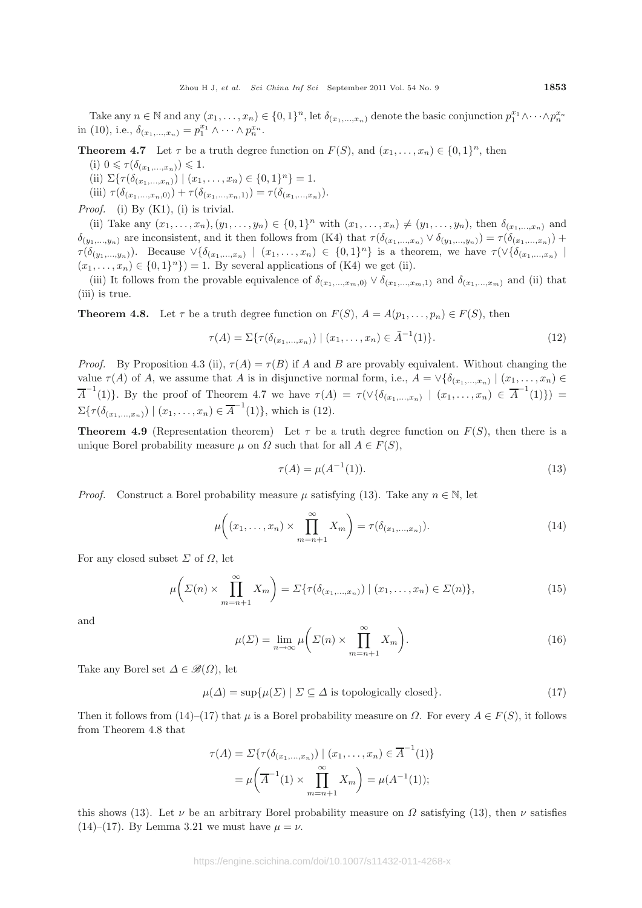Take any $n \in \mathbb{N}$ and any $(x_1, \ldots, x_n) \in \{0,1\}^n$, let $\delta_{(x_1,\ldots,x_n)}$ denote the basic conjunction $p_1^{x_1} \wedge \cdots \wedge p_n^{x_n}$ in (10), i.e., $\delta_{(x_1,\ldots,x_n)} = p_1^{x_1} \wedge \cdots \wedge p_n^{x_n}$.

**Theorem 4.7** Let $\tau$ be a truth degree function on $F(S)$, and $(x_1, \ldots, x_n) \in \{0,1\}^n$, then

(i) $0 \leqslant \tau(\delta_{(x_1,\ldots,x_n)}) \leqslant 1$.

(ii) $\Sigma\{\tau(\delta_{(x_1,\ldots,x_n)}) \mid (x_1, \ldots, x_n) \in \{0,1\}^n\} = 1$.

(iii) $\tau(\delta_{(x_1,\ldots,x_n,0)}) + \tau(\delta_{(x_1,\ldots,x_n,1)}) = \tau(\delta_{(x_1,\ldots,x_n)})$.

*Proof.* (i) By (K1), (i) is trivial.

(ii) Take any $(x_1, \ldots, x_n), (y_1, \ldots, y_n) \in \{0,1\}^n$ with $(x_1, \ldots, x_n) \neq (y_1, \ldots, y_n)$, then $\delta_{(x_1,\ldots,x_n)}$ and $\delta_{(y_1,\ldots,y_n)}$ are inconsistent, and it then follows from (K4) that $\tau(\delta_{(x_1,\ldots,x_n)} \vee \delta_{(y_1,\ldots,y_n)}) = \tau(\delta_{(x_1,\ldots,x_n)}) + \tau(\delta_{(y_1,\ldots,y_n)})$. Because $\vee\{\delta_{(x_1,\ldots,x_n)} \mid (x_1, \ldots, x_n) \in \{0,1\}^n\}$ is a theorem, we have $\tau(\vee\{\delta_{(x_1,\ldots,x_n)} \mid (x_1, \ldots, x_n) \in \{0,1\}^n\}) = 1$. By several applications of (K4) we get (ii).

(iii) It follows from the provable equivalence of $\delta_{(x_1,\ldots,x_m,0)} \vee \delta_{(x_1,\ldots,x_m,1)}$ and $\delta_{(x_1,\ldots,x_m)}$ and (ii) that (iii) is true.

**Theorem 4.8.** Let $\tau$ be a truth degree function on $F(S)$, $A = A(p_1, \ldots, p_n) \in F(S)$, then

$$\tau(A) = \Sigma\{\tau(\delta_{(x_1,\ldots,x_n)}) \mid (x_1, \ldots, x_n) \in \bar{A}^{-1}(1)\}. \tag{12}$$

*Proof.* By Proposition 4.3 (ii), $\tau(A) = \tau(B)$ if $A$ and $B$ are provably equivalent. Without changing the value $\tau(A)$ of $A$, we assume that $A$ is in disjunctive normal form, i.e., $A = \vee\{\delta_{(x_1,\ldots,x_n)} \mid (x_1, \ldots, x_n) \in \overline{A}^{-1}(1)\}$. By the proof of Theorem 4.7 we have $\tau(A) = \tau(\vee\{\delta_{(x_1,\ldots,x_n)} \mid (x_1, \ldots, x_n) \in \overline{A}^{-1}(1)\}) = \Sigma\{\tau(\delta_{(x_1,\ldots,x_n)}) \mid (x_1, \ldots, x_n) \in \overline{A}^{-1}(1)\}$, which is (12).

**Theorem 4.9** (Representation theorem) Let $\tau$ be a truth degree function on $F(S)$, then there is a unique Borel probability measure $\mu$ on $\Omega$ such that for all $A \in F(S)$,

$$\tau(A) = \mu(A^{-1}(1)). \tag{13}$$

*Proof.* Construct a Borel probability measure $\mu$ satisfying (13). Take any $n \in \mathbb{N}$, let

$$\mu\bigg((x_1, \ldots, x_n) \times \prod_{m=n+1}^{\infty} X_m\bigg) = \tau(\delta_{(x_1,\ldots,x_n)}). \tag{14}$$

For any closed subset $\Sigma$ of $\Omega$, let

$$\mu\bigg(\Sigma(n) \times \prod_{m=n+1}^{\infty} X_m\bigg) = \Sigma\{\tau(\delta_{(x_1,\ldots,x_n)}) \mid (x_1, \ldots, x_n) \in \Sigma(n)\}, \tag{15}$$

and

$$\mu(\Sigma) = \lim_{n\to\infty} \mu\bigg(\Sigma(n) \times \prod_{m=n+1}^{\infty} X_m\bigg). \tag{16}$$

Take any Borel set $\Delta \in \mathscr{B}(\Omega)$, let

$$\mu(\Delta) = \sup\{\mu(\Sigma) \mid \Sigma \subseteq \Delta \text{ is topologically closed}\}. \tag{17}$$

Then it follows from (14)–(17) that $\mu$ is a Borel probability measure on $\Omega$. For every $A \in F(S)$, it follows from Theorem 4.8 that

$$\begin{aligned}\tau(A) &= \Sigma\{\tau(\delta_{(x_1,\ldots,x_n)}) \mid (x_1, \ldots, x_n) \in \overline{A}^{-1}(1)\} \\ &= \mu\bigg(\overline{A}^{-1}(1) \times \prod_{m=n+1}^{\infty} X_m\bigg) = \mu(A^{-1}(1));\end{aligned}$$

this shows (13). Let $\nu$ be an arbitrary Borel probability measure on $\Omega$ satisfying (13), then $\nu$ satisfies (14)–(17). By Lemma 3.21 we must have $\mu = \nu$.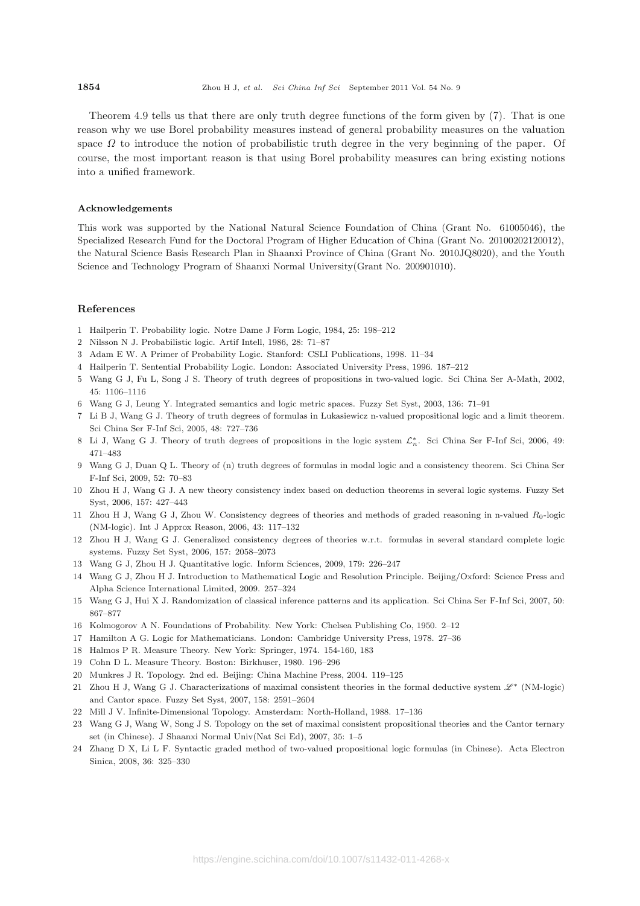Theorem 4.9 tells us that there are only truth degree functions of the form given by (7). That is one reason why we use Borel probability measures instead of general probability measures on the valuation space $\Omega$ to introduce the notion of probabilistic truth degree in the very beginning of the paper. Of course, the most important reason is that using Borel probability measures can bring existing notions into a unified framework.

### Acknowledgements

This work was supported by the National Natural Science Foundation of China (Grant No. 61005046), the Specialized Research Fund for the Doctoral Program of Higher Education of China (Grant No. 20100202120012), the Natural Science Basis Research Plan in Shaanxi Province of China (Grant No. 2010JQ8020), and the Youth Science and Technology Program of Shaanxi Normal University(Grant No. 200901010).

## References

1 Hailperin T. Probability logic. Notre Dame J Form Logic, 1984, 25: 198–212

2 Nilsson N J. Probabilistic logic. Artif Intell, 1986, 28: 71–87

3 Adam E W. A Primer of Probability Logic. Stanford: CSLI Publications, 1998. 11–34

4 Hailperin T. Sentential Probability Logic. London: Associated University Press, 1996. 187–212

5 Wang G J, Fu L, Song J S. Theory of truth degrees of propositions in two-valued logic. Sci China Ser A-Math, 2002, 45: 1106–1116

6 Wang G J, Leung Y. Integrated semantics and logic metric spaces. Fuzzy Set Syst, 2003, 136: 71–91

7 Li B J, Wang G J. Theory of truth degrees of formulas in Łukasiewicz n-valued propositional logic and a limit theorem. Sci China Ser F-Inf Sci, 2005, 48: 727–736

8 Li J, Wang G J. Theory of truth degrees of propositions in the logic system $\mathcal{L}_n^*$. Sci China Ser F-Inf Sci, 2006, 49: 471–483

9 Wang G J, Duan Q L. Theory of (n) truth degrees of formulas in modal logic and a consistency theorem. Sci China Ser F-Inf Sci, 2009, 52: 70–83

10 Zhou H J, Wang G J. A new theory consistency index based on deduction theorems in several logic systems. Fuzzy Set Syst, 2006, 157: 427–443

11 Zhou H J, Wang G J, Zhou W. Consistency degrees of theories and methods of graded reasoning in n-valued $R_0$-logic (NM-logic). Int J Approx Reason, 2006, 43: 117–132

12 Zhou H J, Wang G J. Generalized consistency degrees of theories w.r.t. formulas in several standard complete logic systems. Fuzzy Set Syst, 2006, 157: 2058–2073

13 Wang G J, Zhou H J. Quantitative logic. Inform Sciences, 2009, 179: 226–247

14 Wang G J, Zhou H J. Introduction to Mathematical Logic and Resolution Principle. Beijing/Oxford: Science Press and Alpha Science International Limited, 2009. 257–324

15 Wang G J, Hui X J. Randomization of classical inference patterns and its application. Sci China Ser F-Inf Sci, 2007, 50: 867–877

16 Kolmogorov A N. Foundations of Probability. New York: Chelsea Publishing Co, 1950. 2–12

17 Hamilton A G. Logic for Mathematicians. London: Cambridge University Press, 1978. 27–36

18 Halmos P R. Measure Theory. New York: Springer, 1974. 154-160, 183

19 Cohn D L. Measure Theory. Boston: Birkhuser, 1980. 196–296

20 Munkres J R. Topology. 2nd ed. Beijing: China Machine Press, 2004. 119–125

21 Zhou H J, Wang G J. Characterizations of maximal consistent theories in the formal deductive system $\mathscr{L}^*$ (NM-logic) and Cantor space. Fuzzy Set Syst, 2007, 158: 2591–2604

22 Mill J V. Infinite-Dimensional Topology. Amsterdam: North-Holland, 1988. 17–136

23 Wang G J, Wang W, Song J S. Topology on the set of maximal consistent propositional theories and the Cantor ternary set (in Chinese). J Shaanxi Normal Univ(Nat Sci Ed), 2007, 35: 1–5

24 Zhang D X, Li L F. Syntactic graded method of two-valued propositional logic formulas (in Chinese). Acta Electron Sinica, 2008, 36: 325–330